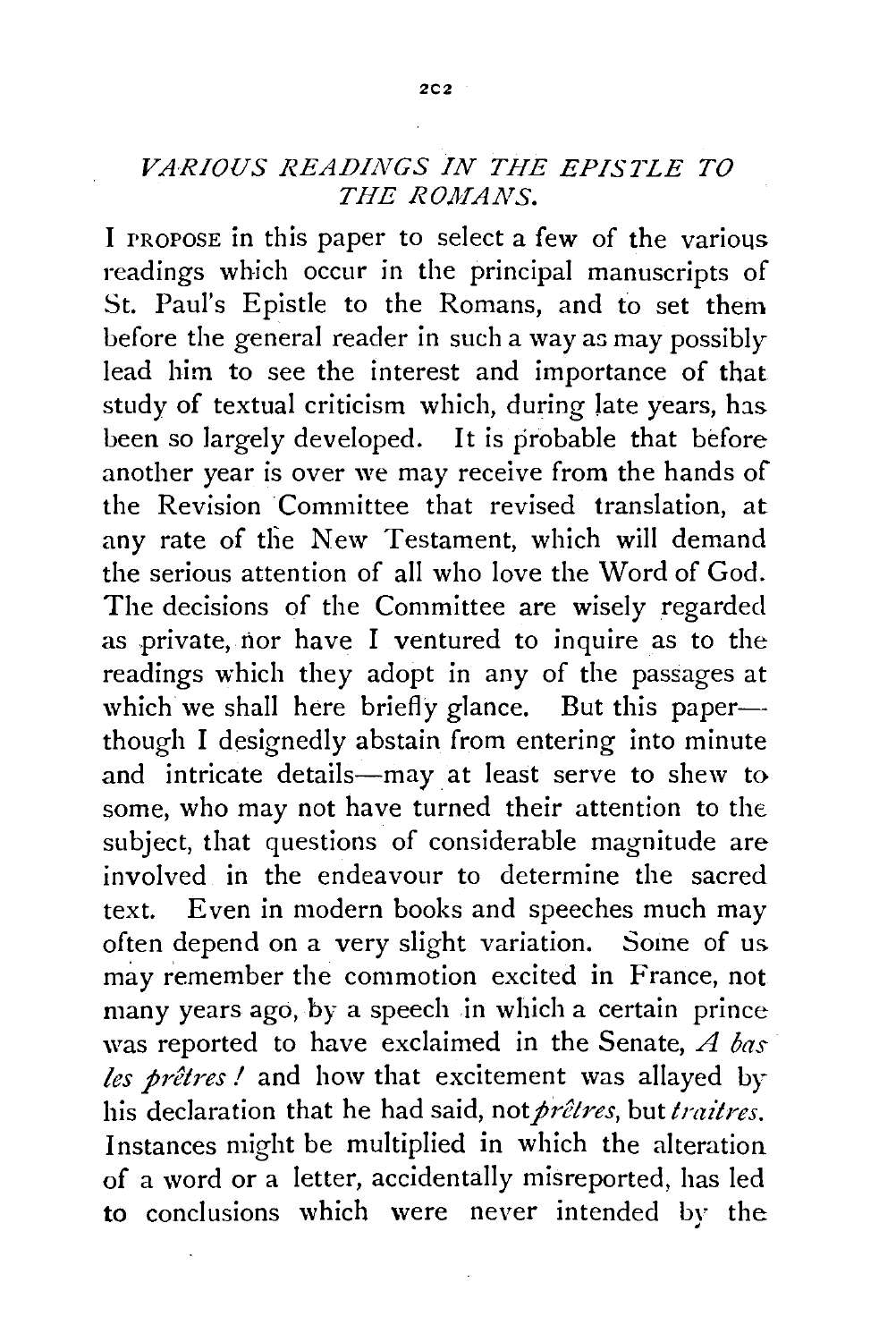# *VARIOUS READINGS IN THE EPISTLE TO THE ROMANS.*

I PROPOSE in this paper to select a few of the various readings which occur in the principal manuscripts of St. Paul's Epistle to the Romans, and to set them before the general reader in such a way as may possibly lead him to see the interest and importance of that study of textual criticism which, during late years, has been so largely developed. It is probable that before another year is over we may receive from the hands of the Revision Committee that revised translation, at any rate of the New Testament, which will demand the serious attention of all who love the Word of God. The decisions of the Committee are wisely regarded as private, nor have I ventured to inquire as to the readings which they adopt in any of the passages at which we shall here briefly glance. But this paper—though I designedly abstain from entering into minute and intricate details—may at least serve to shew to some, who may not have turned their attention to the subject, that questions of considerable magnitude are involved in the endeavour to determine the sacred text. Even in modern books and speeches much may often depend on a very slight variation. Some of us may remember the commotion excited in France, not many years ago, by a speech in which a certain prince was reported to have exclaimed in the Senate, *A bas les prêtres!* and how that excitement was allayed by his declaration that he had said, not *prêtres*, but *traitres*. Instances might be multiplied in which the alteration of a word or a letter, accidentally misreported, has led to conclusions which were never intended by the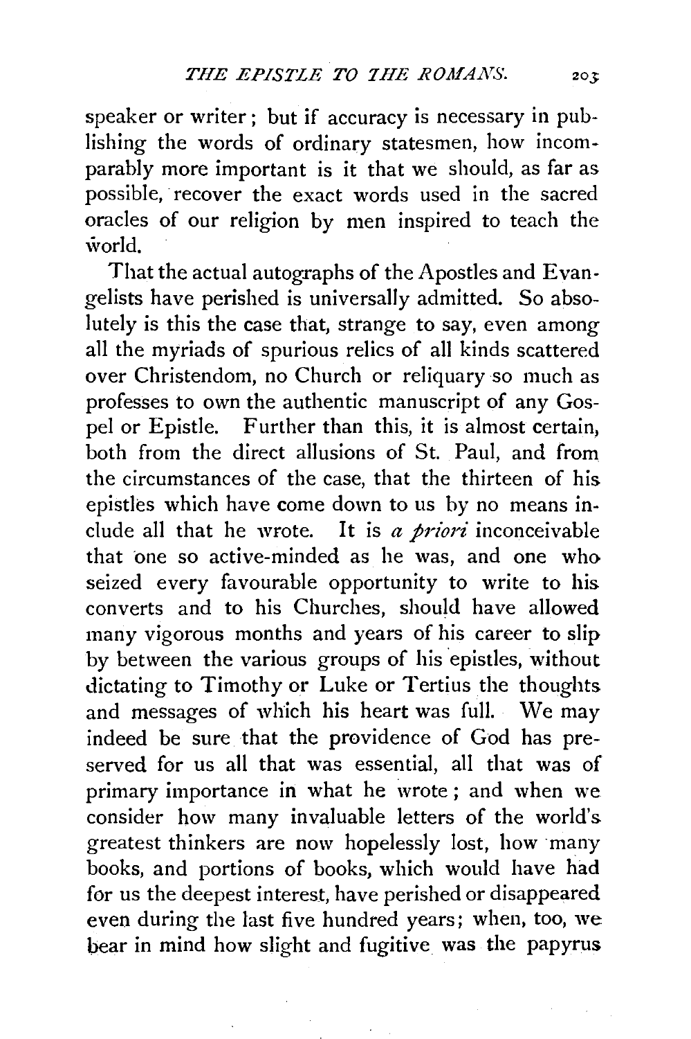speaker or writer; but if accuracy is necessary in publishing the words of ordinary statesmen, how incomparably more important is it that we should, as far as possible, recover the exact words used in the sacred oracles of our religion by men inspired to teach the world.

That the actual autographs of the Apostles and Evangelists have perished is universally admitted. So absolutely is this the case that, strange to say, even among all the myriads of spurious relics of all kinds scattered over Christendom, no Church or reliquary so much as professes to own the authentic manuscript of any Gospel or Epistle. Further than this, it is almost certain, both from the direct allusions of St. Paul, and from the circumstances of the case, that the thirteen of his epistles which have come down to us by no means include all that he wrote. It is *a priori* inconceivable that one so active-minded as he was, and one who seized every favourable opportunity to write to his converts and to his Churches, should have allowed many vigorous months and years of his career to slip by between the various groups of his epistles, without dictating to Timothy or Luke or Tertius the thoughts and messages of which his heart was full. We may indeed be sure that the providence of God has preserved for us all that was essential, all that was of primary importance in what he wrote; and when we consider how many invaluable letters of the world's greatest thinkers are now hopelessly lost, how many books, and portions of books, which would have had for us the deepest interest, have perished or disappeared even during the last five hundred years; when, too, we bear in mind how slight and fugitive was the papyrus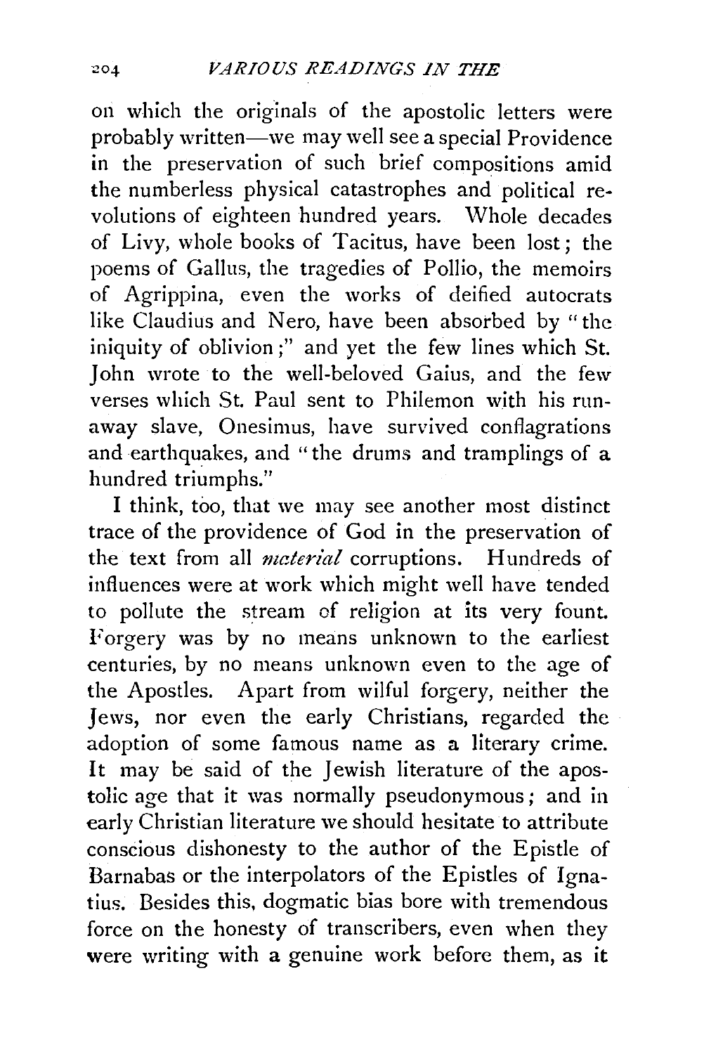on which the originals of the apostolic letters were probably written—we may well see a special Providence in the preservation of such brief compositions amid the numberless physical catastrophes and political revolutions of eighteen hundred years. Whole decades of Livy, whole books of Tacitus, have been lost; the poems of Gallus, the tragedies of Pollio, the memoirs of Agrippina, even the works of deified autocrats like Claudius and Nero, have been absorbed by "the iniquity of oblivion;" and yet the few lines which St. John wrote to the well-beloved Gaius, and the few verses which St. Paul sent to Philemon with his runaway slave, Onesimus, have survived conflagrations and earthquakes, and "the drums and tramplings of a hundred triumphs."

I think, too, that we may see another most distinct trace of the providence of God in the preservation of the text from all *material* corruptions. Hundreds of influences were at work which might well have tended to pollute the stream of religion at its very fount. Forgery was by no means unknown to the earliest centuries, by no means unknown even to the age of the Apostles. Apart from wilful forgery, neither the Jews, nor even the early Christians, regarded the adoption of some famous name as a literary crime. It may be said of the Jewish literature of the apostolic age that it was normally pseudonymous; and in early Christian literature we should hesitate to attribute conscious dishonesty to the author of the Epistle of Barnabas or the interpolators of the Epistles of Ignatius. Besides this, dogmatic bias bore with tremendous force on the honesty of transcribers, even when they were writing with a genuine work before them, as it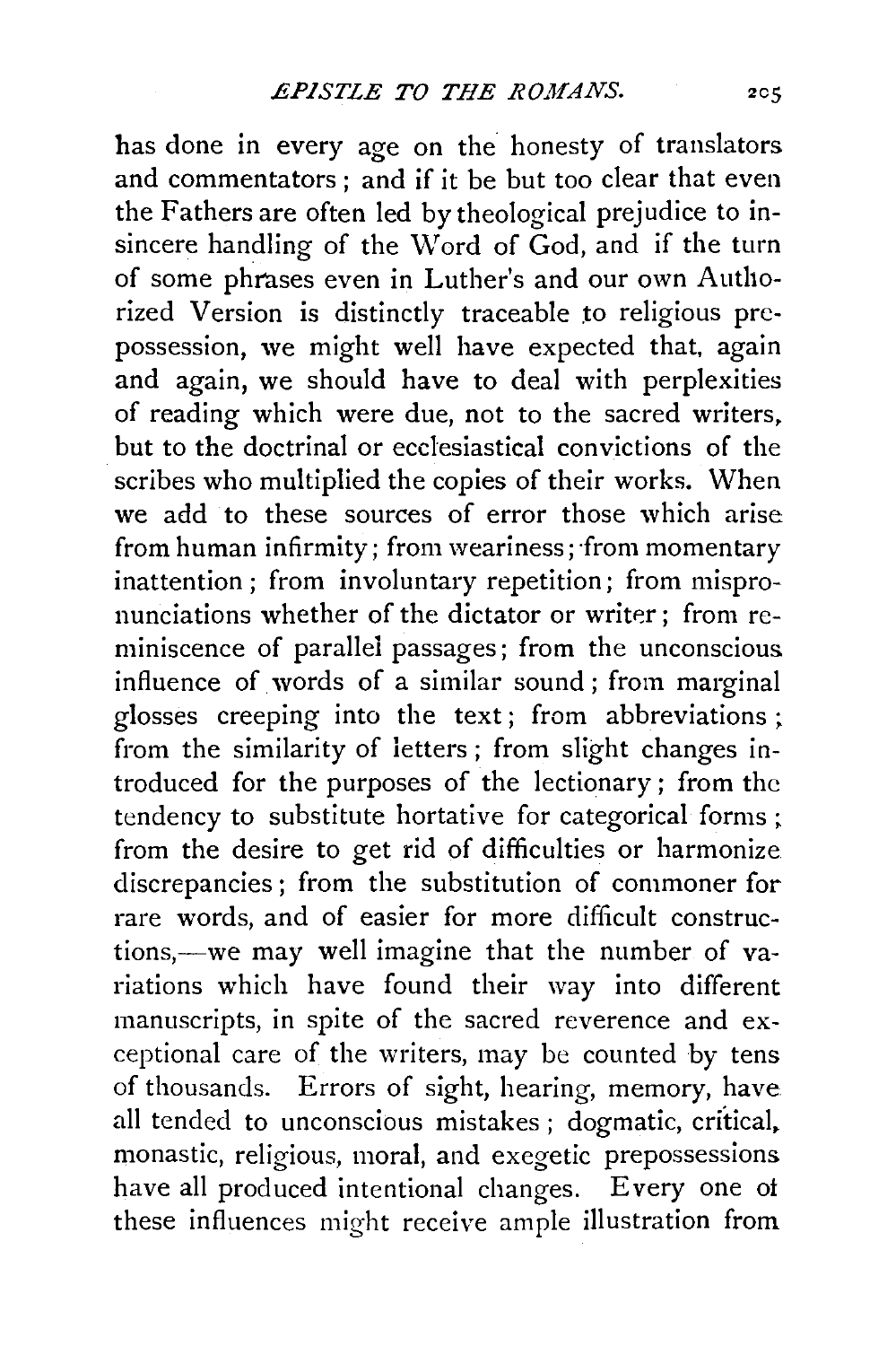has done in every age on the honesty of translators and commentators; and if it be but too clear that even the Fathers are often led by theological prejudice to insincere handling of the Word of God, and if the turn of some phrases even in Luther's and our own Authorized Version is distinctly traceable to religious prepossession, we might well have expected that, again and again, we should have to deal with perplexities of reading which were due, not to the sacred writers, but to the doctrinal or ecclesiastical convictions of the scribes who multiplied the copies of their works. When we add to these sources of error those which arise from human infirmity; from weariness; from momentary inattention; from involuntary repetition; from mispronunciations whether of the dictator or writer; from reminiscence of parallel passages; from the unconscious influence of words of a similar sound; from marginal glosses creeping into the text; from abbreviations; from the similarity of letters; from slight changes introduced for the purposes of the lectionary; from the tendency to substitute hortative for categorical forms; from the desire to get rid of difficulties or harmonize discrepancies; from the substitution of commoner for rare words, and of easier for more difficult constructions,—we may well imagine that the number of variations which have found their way into different manuscripts, in spite of the sacred reverence and exceptional care of the writers, may be counted by tens of thousands. Errors of sight, hearing, memory, have all tended to unconscious mistakes; dogmatic, critical, monastic, religious, moral, and exegetic prepossessions have all produced intentional changes. Every one of these influences might receive ample illustration from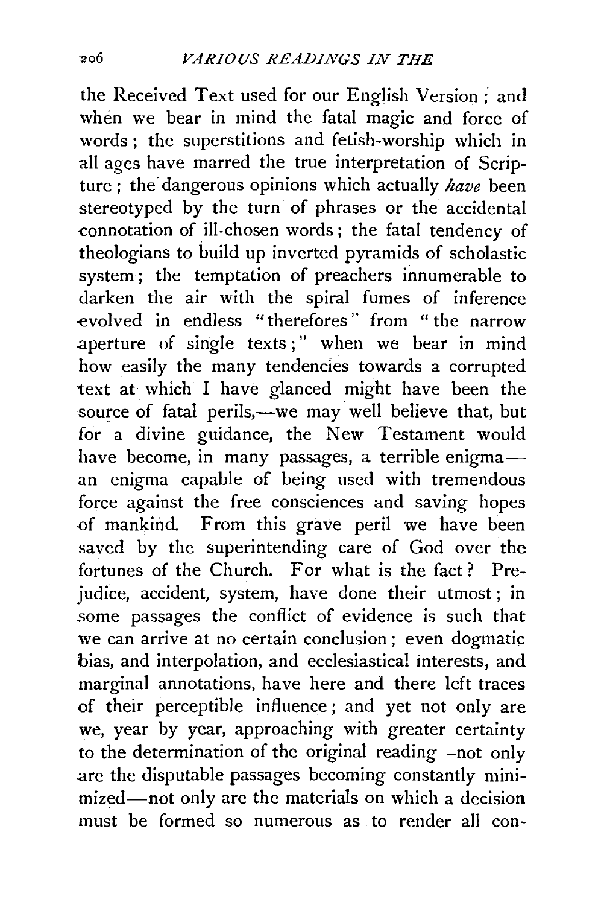the Received Text used for our English Version ; and when we bear in mind the fatal magic and force of words ; the superstitions and fetish-worship which in all ages have marred the true interpretation of Scripture ; the dangerous opinions which actually *have* been stereotyped by the turn of phrases or the accidental connotation of ill-chosen words ; the fatal tendency of theologians to build up inverted pyramids of scholastic system ; the temptation of preachers innumerable to darken the air with the spiral fumes of inference evolved in endless "therefores" from "the narrow aperture of single texts ;" when we bear in mind how easily the many tendencies towards a corrupted text at which I have glanced might have been the source of fatal perils,—we may well believe that, but for a divine guidance, the New Testament would have become, in many passages, a terrible enigma—an enigma capable of being used with tremendous force against the free consciences and saving hopes of mankind. From this grave peril we have been saved by the superintending care of God over the fortunes of the Church. For what is the fact ? Prejudice, accident, system, have done their utmost ; in some passages the conflict of evidence is such that we can arrive at no certain conclusion ; even dogmatic bias, and interpolation, and ecclesiastical interests, and marginal annotations, have here and there left traces of their perceptible influence ; and yet not only are we, year by year, approaching with greater certainty to the determination of the original reading—not only are the disputable passages becoming constantly minimized—not only are the materials on which a decision must be formed so numerous as to render all con-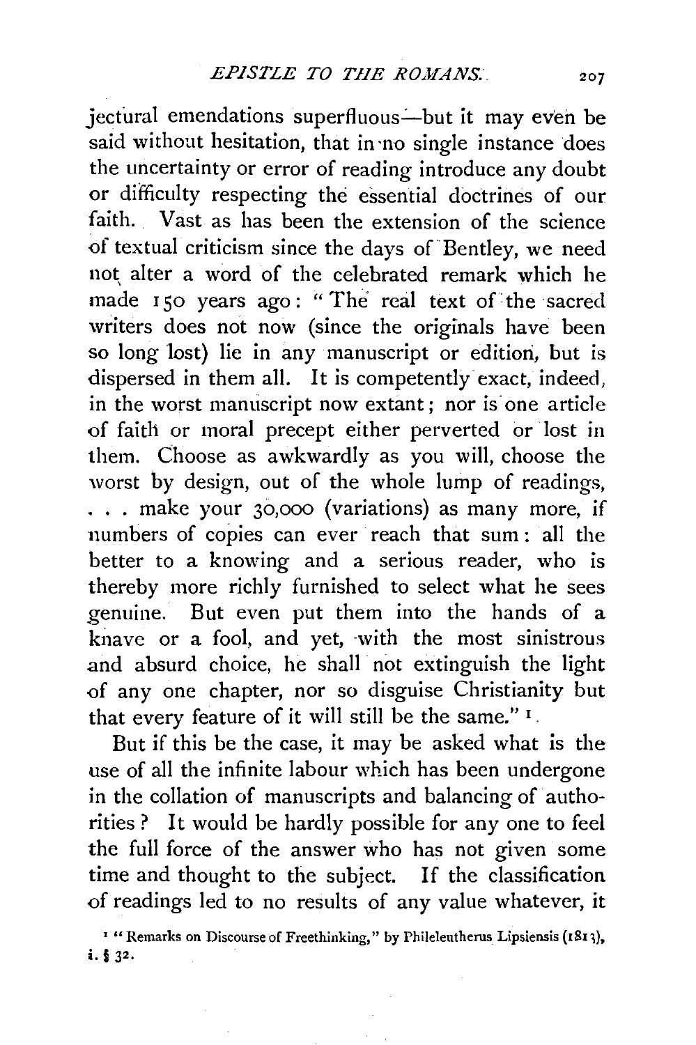jectural emendations superfluous—but it may even be said without hesitation, that in no single instance does the uncertainty or error of reading introduce any doubt or difficulty respecting the essential doctrines of our faith. Vast as has been the extension of the science of textual criticism since the days of Bentley, we need not alter a word of the celebrated remark which he made 150 years ago: "The real text of the sacred writers does not now (since the originals have been so long lost) lie in any manuscript or edition, but is dispersed in them all. It is competently exact, indeed, in the worst manuscript now extant; nor is one article of faith or moral precept either perverted or lost in them. Choose as awkwardly as you will, choose the worst by design, out of the whole lump of readings, . . . make your 30,000 (variations) as many more, if numbers of copies can ever reach that sum: all the better to a knowing and a serious reader, who is thereby more richly furnished to select what he sees genuine. But even put them into the hands of a knave or a fool, and yet, with the most sinistrous and absurd choice, he shall not extinguish the light of any one chapter, nor so disguise Christianity but that every feature of it will still be the same." [1]

But if this be the case, it may be asked what is the use of all the infinite labour which has been undergone in the collation of manuscripts and balancing of authorities? It would be hardly possible for any one to feel the full force of the answer who has not given some time and thought to the subject. If the classification of readings led to no results of any value whatever, it

[1] "Remarks on Discourse of Freethinking," by Phileleutherus Lipsiensis (1813), i. § 32.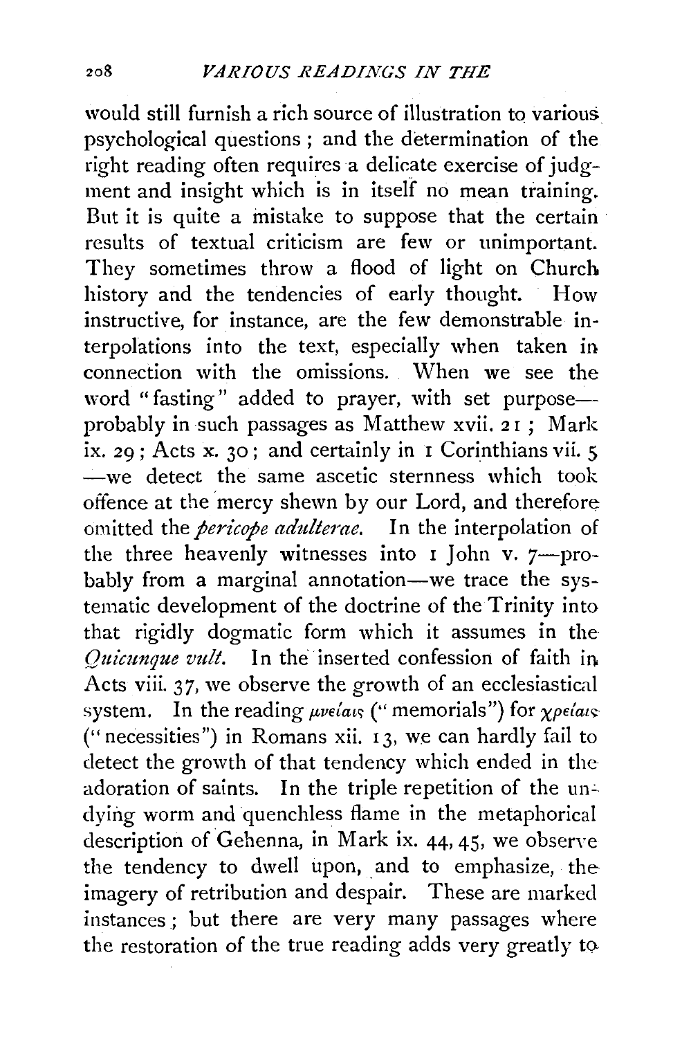would still furnish a rich source of illustration to various psychological questions; and the determination of the right reading often requires a delicate exercise of judgment and insight which is in itself no mean training. But it is quite a mistake to suppose that the certain results of textual criticism are few or unimportant. They sometimes throw a flood of light on Church history and the tendencies of early thought. How instructive, for instance, are the few demonstrable interpolations into the text, especially when taken in connection with the omissions. When we see the word "fasting" added to prayer, with set purpose—probably in such passages as Matthew xvii. 21; Mark ix. 29; Acts x. 30; and certainly in 1 Corinthians vii. 5—we detect the same ascetic sternness which took offence at the mercy shewn by our Lord, and therefore omitted the *pericope adulterae*. In the interpolation of the three heavenly witnesses into 1 John v. 7—probably from a marginal annotation—we trace the systematic development of the doctrine of the Trinity into that rigidly dogmatic form which it assumes in the *Quicunque vult*. In the inserted confession of faith in Acts viii. 37, we observe the growth of an ecclesiastical system. In the reading μνείαις ("memorials") for χρείαις ("necessities") in Romans xii. 13, we can hardly fail to detect the growth of that tendency which ended in the adoration of saints. In the triple repetition of the undying worm and quenchless flame in the metaphorical description of Gehenna, in Mark ix. 44, 45, we observe the tendency to dwell upon, and to emphasize, the imagery of retribution and despair. These are marked instances; but there are very many passages where the restoration of the true reading adds very greatly to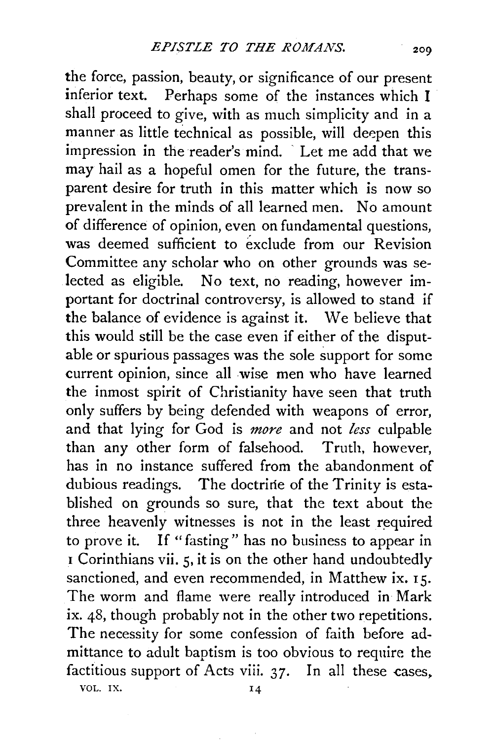the force, passion, beauty, or significance of our present inferior text. Perhaps some of the instances which I shall proceed to give, with as much simplicity and in a manner as little technical as possible, will deepen this impression in the reader's mind. Let me add that we may hail as a hopeful omen for the future, the transparent desire for truth in this matter which is now so prevalent in the minds of all learned men. No amount of difference of opinion, even on fundamental questions, was deemed sufficient to exclude from our Revision Committee any scholar who on other grounds was selected as eligible. No text, no reading, however important for doctrinal controversy, is allowed to stand if the balance of evidence is against it. We believe that this would still be the case even if either of the disputable or spurious passages was the sole support for some current opinion, since all wise men who have learned the inmost spirit of Christianity have seen that truth only suffers by being defended with weapons of error, and that lying for God is *more* and not *less* culpable than any other form of falsehood. Truth, however, has in no instance suffered from the abandonment of dubious readings. The doctrine of the Trinity is established on grounds so sure, that the text about the three heavenly witnesses is not in the least required to prove it. If "fasting" has no business to appear in 1 Corinthians vii. 5, it is on the other hand undoubtedly sanctioned, and even recommended, in Matthew ix. 15. The worm and flame were really introduced in Mark ix. 48, though probably not in the other two repetitions. The necessity for some confession of faith before admittance to adult baptism is too obvious to require the factitious support of Acts viii. 37. In all these cases,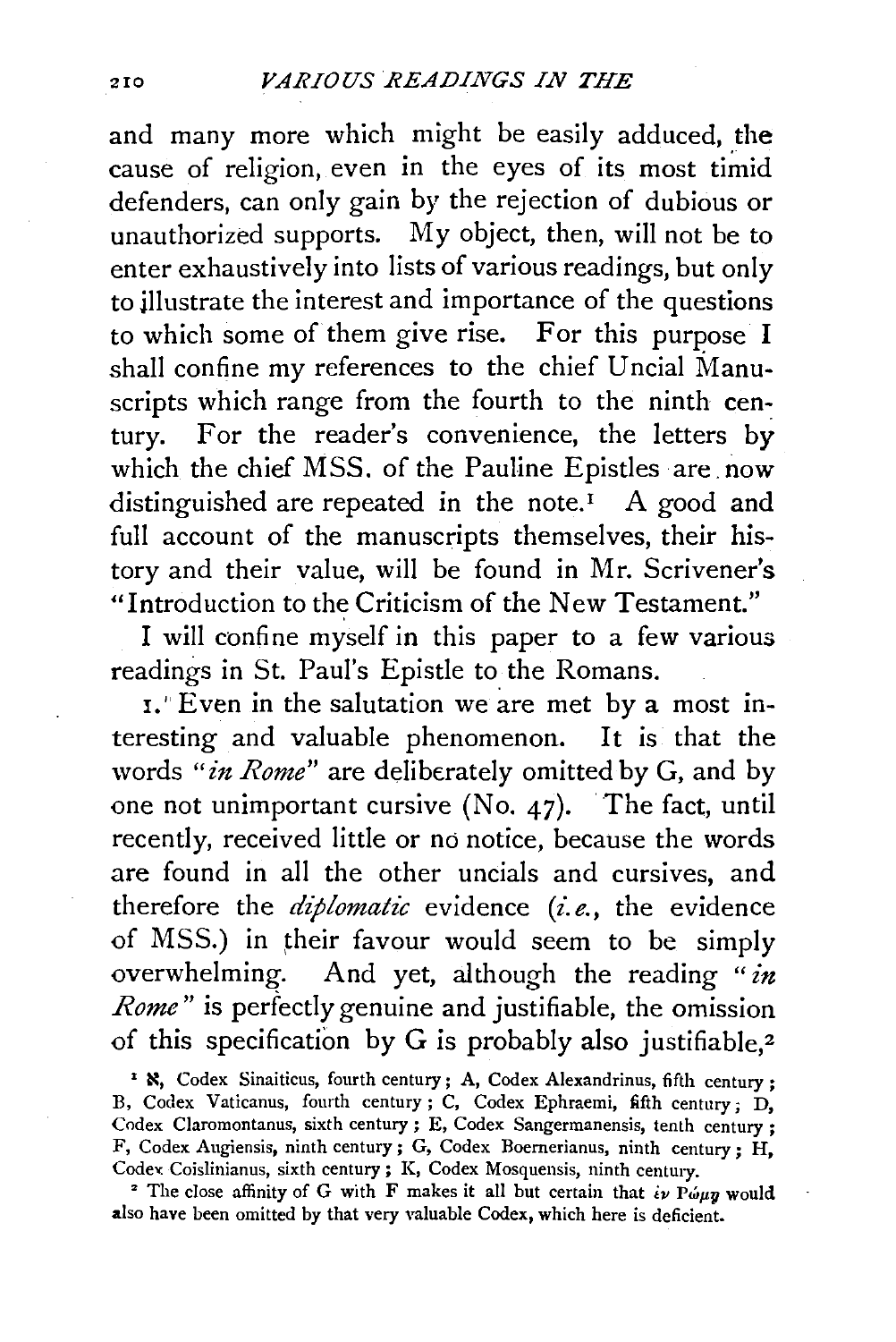and many more which might be easily adduced, the cause of religion, even in the eyes of its most timid defenders, can only gain by the rejection of dubious or unauthorized supports. My object, then, will not be to enter exhaustively into lists of various readings, but only to illustrate the interest and importance of the questions to which some of them give rise. For this purpose I shall confine my references to the chief Uncial Manuscripts which range from the fourth to the ninth century. For the reader's convenience, the letters by which the chief MSS. of the Pauline Epistles are now distinguished are repeated in the note.[1] A good and full account of the manuscripts themselves, their history and their value, will be found in Mr. Scrivener's "Introduction to the Criticism of the New Testament."

I will confine myself in this paper to a few various readings in St. Paul's Epistle to the Romans.

1. Even in the salutation we are met by a most interesting and valuable phenomenon. It is that the words "*in Rome*" are deliberately omitted by G, and by one not unimportant cursive (No. 47). The fact, until recently, received little or no notice, because the words are found in all the other uncials and cursives, and therefore the *diplomatic* evidence (*i.e.*, the evidence of MSS.) in their favour would seem to be simply overwhelming. And yet, although the reading "*in Rome*" is perfectly genuine and justifiable, the omission of this specification by G is probably also justifiable,[2]

[1] א, Codex Sinaiticus, fourth century; A, Codex Alexandrinus, fifth century; B, Codex Vaticanus, fourth century; C, Codex Ephraemi, fifth century; D, Codex Claromontanus, sixth century; E, Codex Sangermanensis, tenth century; F, Codex Augiensis, ninth century; G, Codex Boernerianus, ninth century; H, Codex Coislinianus, sixth century; K, Codex Mosquensis, ninth century.

[2] The close affinity of G with F makes it all but certain that ἐν Ῥώμῃ would also have been omitted by that very valuable Codex, which here is deficient.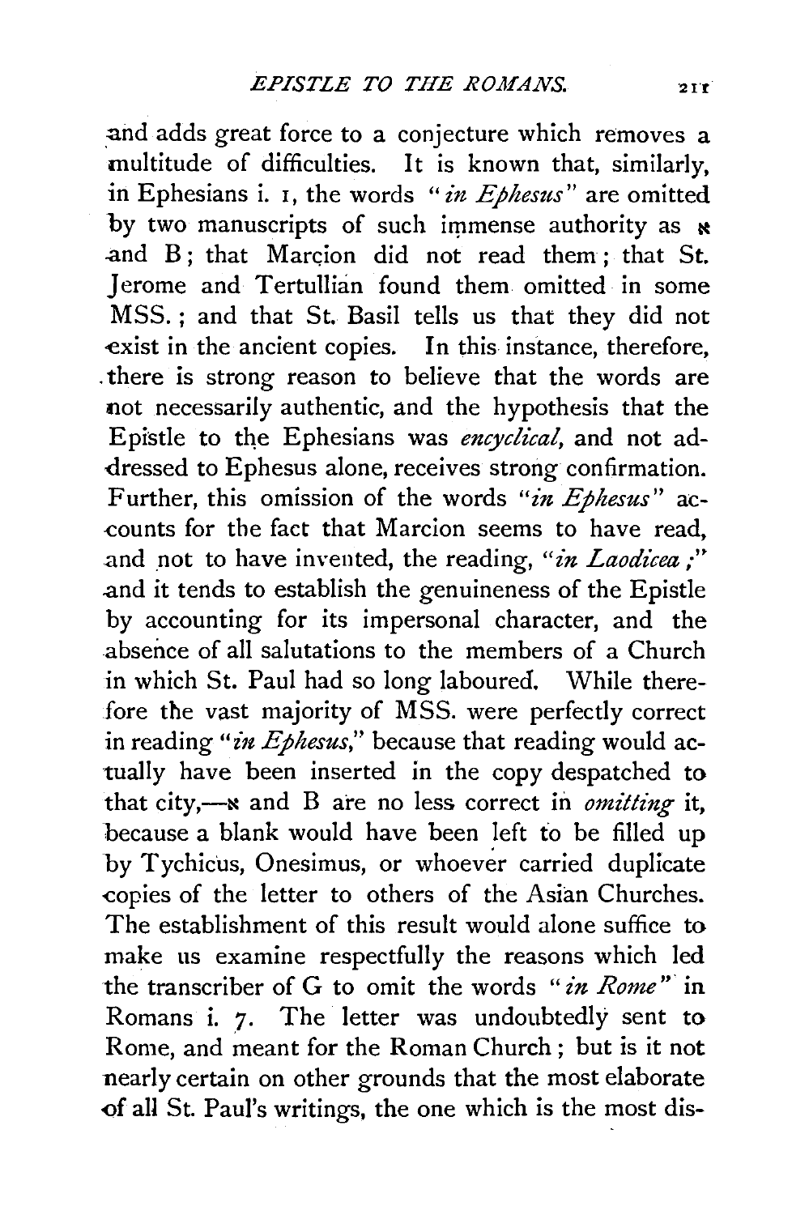and adds great force to a conjecture which removes a multitude of difficulties. It is known that, similarly, in Ephesians i. 1, the words "*in Ephesus*" are omitted by two manuscripts of such immense authority as א and B; that Marcion did not read them; that St. Jerome and Tertullian found them omitted in some MSS.; and that St. Basil tells us that they did not exist in the ancient copies. In this instance, therefore, there is strong reason to believe that the words are not necessarily authentic, and the hypothesis that the Epistle to the Ephesians was *encyclical*, and not addressed to Ephesus alone, receives strong confirmation. Further, this omission of the words "*in Ephesus*" accounts for the fact that Marcion seems to have read, and not to have invented, the reading, "*in Laodicea*;" and it tends to establish the genuineness of the Epistle by accounting for its impersonal character, and the absence of all salutations to the members of a Church in which St. Paul had so long laboured. While therefore the vast majority of MSS. were perfectly correct in reading "*in Ephesus*," because that reading would actually have been inserted in the copy despatched to that city,—א and B are no less correct in *omitting* it, because a blank would have been left to be filled up by Tychicus, Onesimus, or whoever carried duplicate copies of the letter to others of the Asian Churches. The establishment of this result would alone suffice to make us examine respectfully the reasons which led the transcriber of G to omit the words "*in Rome*" in Romans i. 7. The letter was undoubtedly sent to Rome, and meant for the Roman Church; but is it not nearly certain on other grounds that the most elaborate of all St. Paul's writings, the one which is the most dis-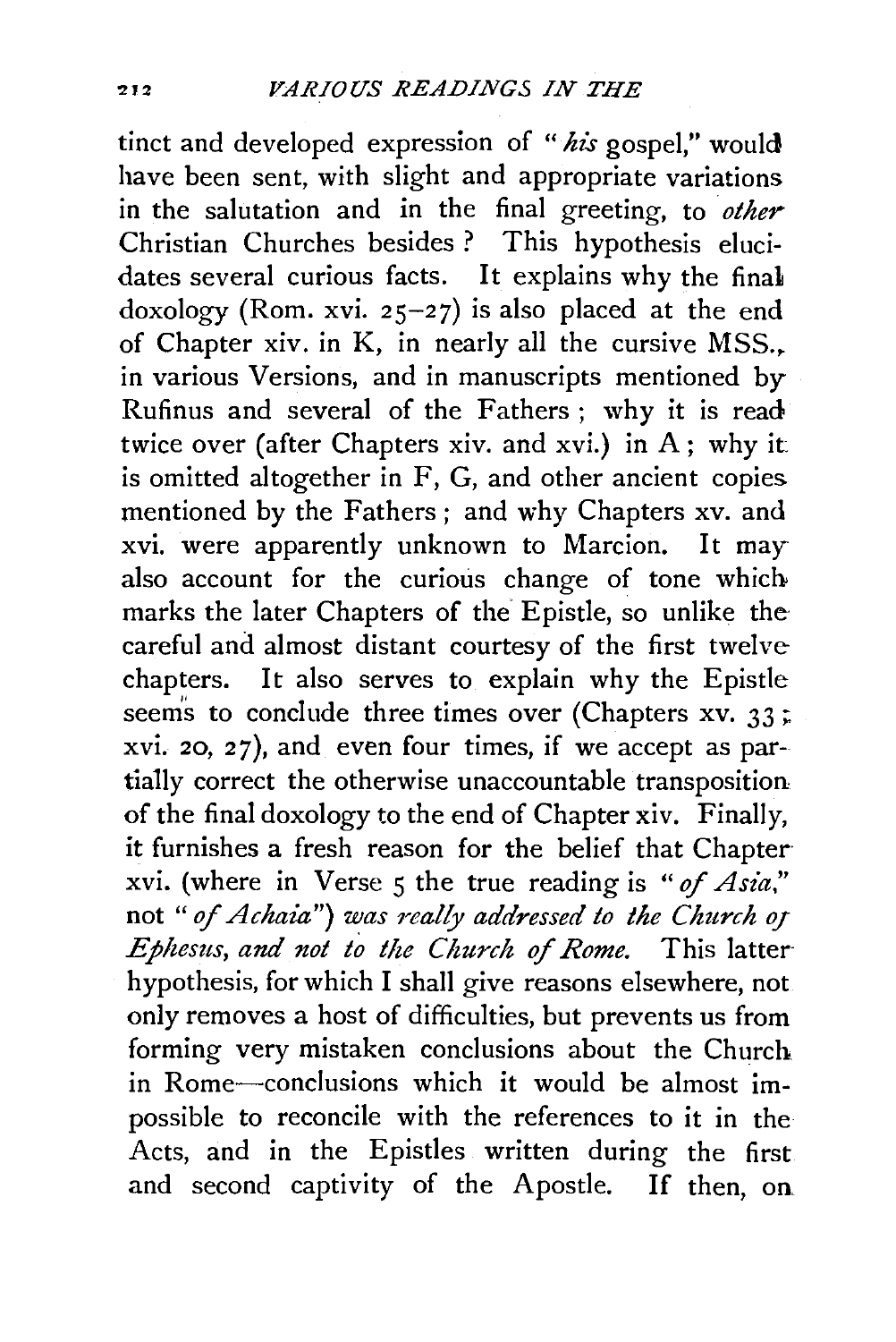tinct and developed expression of "*his* gospel," would have been sent, with slight and appropriate variations in the salutation and in the final greeting, to *other* Christian Churches besides? This hypothesis elucidates several curious facts. It explains why the final doxology (Rom. xvi. 25–27) is also placed at the end of Chapter xiv. in K, in nearly all the cursive MSS., in various Versions, and in manuscripts mentioned by Rufinus and several of the Fathers; why it is read twice over (after Chapters xiv. and xvi.) in A; why it is omitted altogether in F, G, and other ancient copies mentioned by the Fathers; and why Chapters xv. and xvi. were apparently unknown to Marcion. It may also account for the curious change of tone which marks the later Chapters of the Epistle, so unlike the careful and almost distant courtesy of the first twelve chapters. It also serves to explain why the Epistle seems to conclude three times over (Chapters xv. 33; xvi. 20, 27), and even four times, if we accept as partially correct the otherwise unaccountable transposition of the final doxology to the end of Chapter xiv. Finally, it furnishes a fresh reason for the belief that Chapter xvi. (where in Verse 5 the true reading is "*of Asia*," not "*of Achaia*") *was really addressed to the Church of Ephesus, and not to the Church of Rome.* This latter hypothesis, for which I shall give reasons elsewhere, not only removes a host of difficulties, but prevents us from forming very mistaken conclusions about the Church in Rome—conclusions which it would be almost impossible to reconcile with the references to it in the Acts, and in the Epistles written during the first and second captivity of the Apostle. If then, on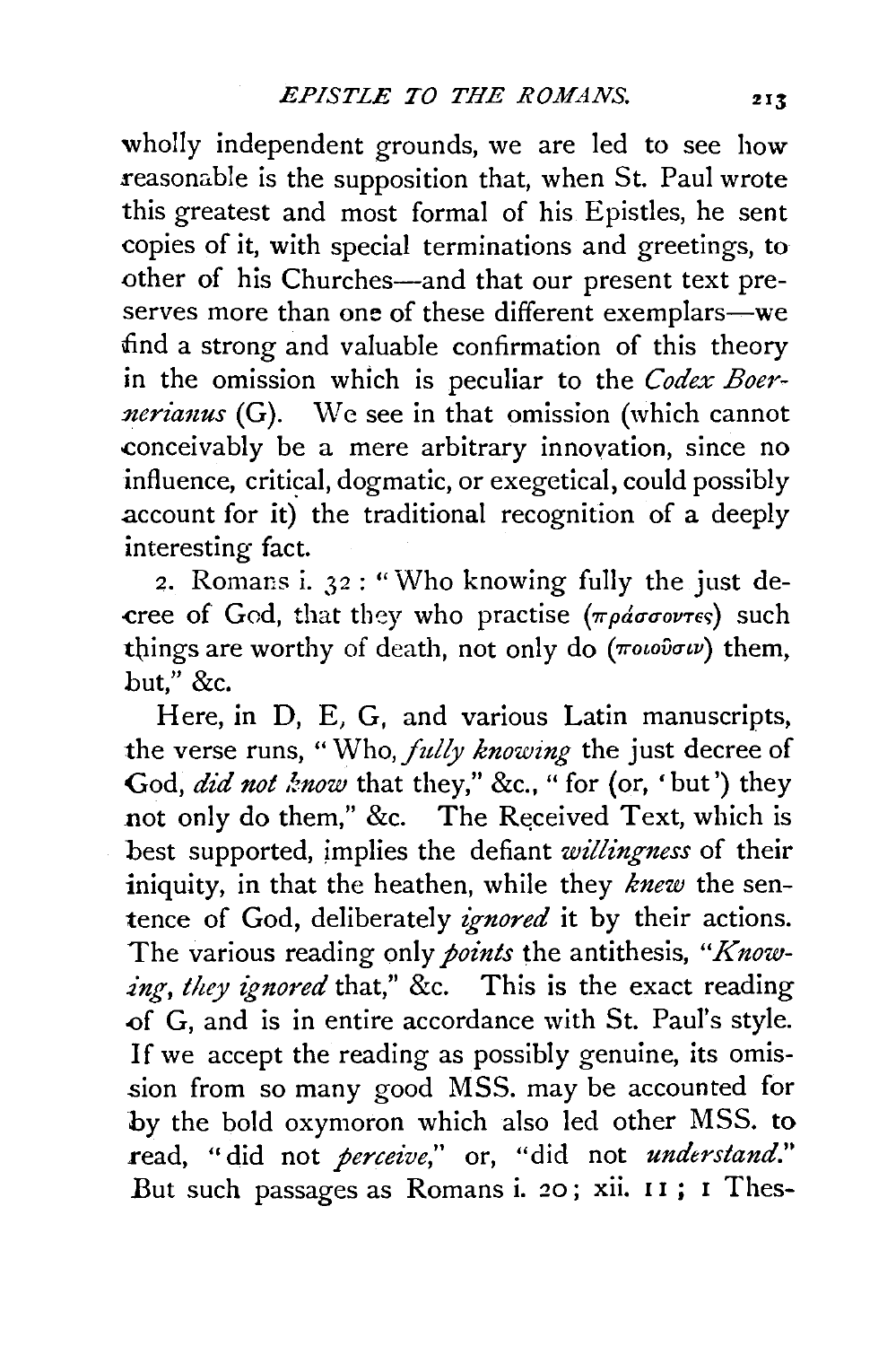wholly independent grounds, we are led to see how reasonable is the supposition that, when St. Paul wrote this greatest and most formal of his Epistles, he sent copies of it, with special terminations and greetings, to other of his Churches—and that our present text preserves more than one of these different exemplars—we find a strong and valuable confirmation of this theory in the omission which is peculiar to the *Codex Boernerianus* (G). We see in that omission (which cannot conceivably be a mere arbitrary innovation, since no influence, critical, dogmatic, or exegetical, could possibly account for it) the traditional recognition of a deeply interesting fact.

2. Romans i. 32: "Who knowing fully the just decree of God, that they who practise (πράσσοντες) such things are worthy of death, not only do (ποιοῦσιν) them, but," &c.

Here, in D, E, G, and various Latin manuscripts, the verse runs, "Who, *fully knowing* the just decree of God, *did not know* that they," &c., "for (or, 'but') they not only do them," &c. The Received Text, which is best supported, implies the defiant *willingness* of their iniquity, in that the heathen, while they *knew* the sentence of God, deliberately *ignored* it by their actions. The various reading only *points* the antithesis, "*Knowing, they ignored* that," &c. This is the exact reading of G, and is in entire accordance with St. Paul's style. If we accept the reading as possibly genuine, its omission from so many good MSS. may be accounted for by the bold oxymoron which also led other MSS. to read, "did not *perceive*," or, "did not *understand*." But such passages as Romans i. 20; xii. 11; 1 Thes-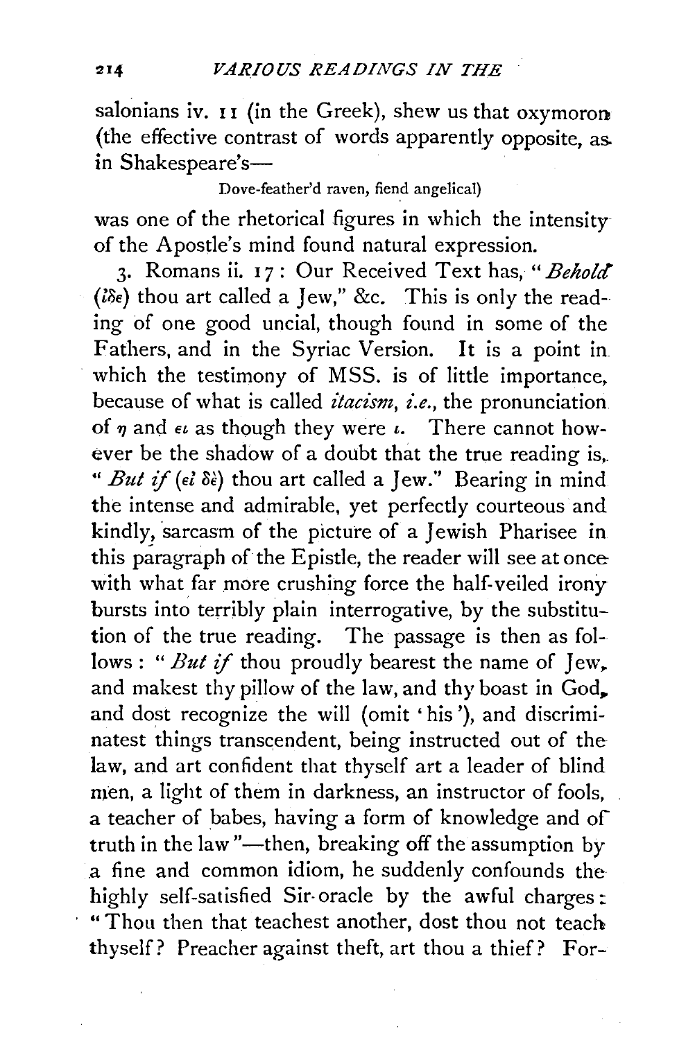salonians iv. 11 (in the Greek), shew us that oxymoron (the effective contrast of words apparently opposite, as in Shakespeare's—

Dove-feather'd raven, fiend angelical)

was one of the rhetorical figures in which the intensity of the Apostle's mind found natural expression.

3. Romans ii. 17: Our Received Text has, "*Behold* (ἴδε) thou art called a Jew," &c. This is only the reading of one good uncial, though found in some of the Fathers, and in the Syriac Version. It is a point in which the testimony of MSS. is of little importance, because of what is called *itacism*, *i.e.*, the pronunciation of η and ει as though they were ι. There cannot however be the shadow of a doubt that the true reading is, "*But if* (εἰ δὲ) thou art called a Jew." Bearing in mind the intense and admirable, yet perfectly courteous and kindly, sarcasm of the picture of a Jewish Pharisee in this paragraph of the Epistle, the reader will see at once with what far more crushing force the half-veiled irony bursts into terribly plain interrogative, by the substitution of the true reading. The passage is then as follows: "*But if* thou proudly bearest the name of Jew, and makest thy pillow of the law, and thy boast in God, and dost recognize the will (omit 'his'), and discriminatest things transcendent, being instructed out of the law, and art confident that thyself art a leader of blind men, a light of them in darkness, an instructor of fools, a teacher of babes, having a form of knowledge and of truth in the law"—then, breaking off the assumption by a fine and common idiom, he suddenly confounds the highly self-satisfied Sir-oracle by the awful charges: "Thou then that teachest another, dost thou not teach thyself? Preacher against theft, art thou a thief? For-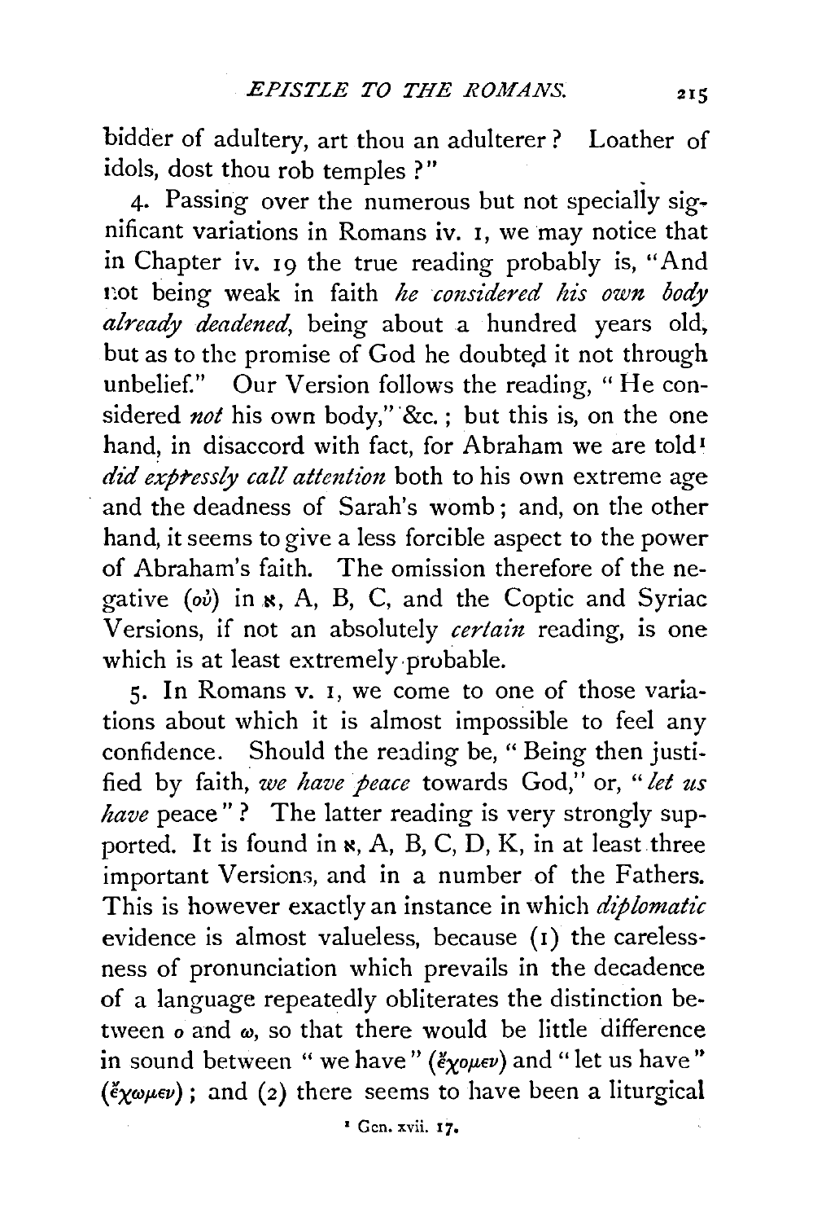bidder of adultery, art thou an adulterer? Loather of idols, dost thou rob temples?"

4. Passing over the numerous but not specially significant variations in Romans iv. 1, we may notice that in Chapter iv. 19 the true reading probably is, "And not being weak in faith *he considered his own body already deadened*, being about a hundred years old, but as to the promise of God he doubted it not through unbelief." Our Version follows the reading, "He considered *not* his own body," &c.; but this is, on the one hand, in disaccord with fact, for Abraham we are told[1] *did expressly call attention* both to his own extreme age and the deadness of Sarah's womb; and, on the other hand, it seems to give a less forcible aspect to the power of Abraham's faith. The omission therefore of the negative (οὐ) in ℵ, A, B, C, and the Coptic and Syriac Versions, if not an absolutely *certain* reading, is one which is at least extremely probable.

5. In Romans v. 1, we come to one of those variations about which it is almost impossible to feel any confidence. Should the reading be, "Being then justified by faith, *we have peace* towards God," or, "*let us have* peace"? The latter reading is very strongly supported. It is found in ℵ, A, B, C, D, K, in at least three important Versions, and in a number of the Fathers. This is however exactly an instance in which *diplomatic* evidence is almost valueless, because (1) the carelessness of pronunciation which prevails in the decadence of a language repeatedly obliterates the distinction between ο and ω, so that there would be little difference in sound between "we have" (ἔχομεν) and "let us have" (ἔχωμεν); and (2) there seems to have been a liturgical

[1] Gen. xvii. 17.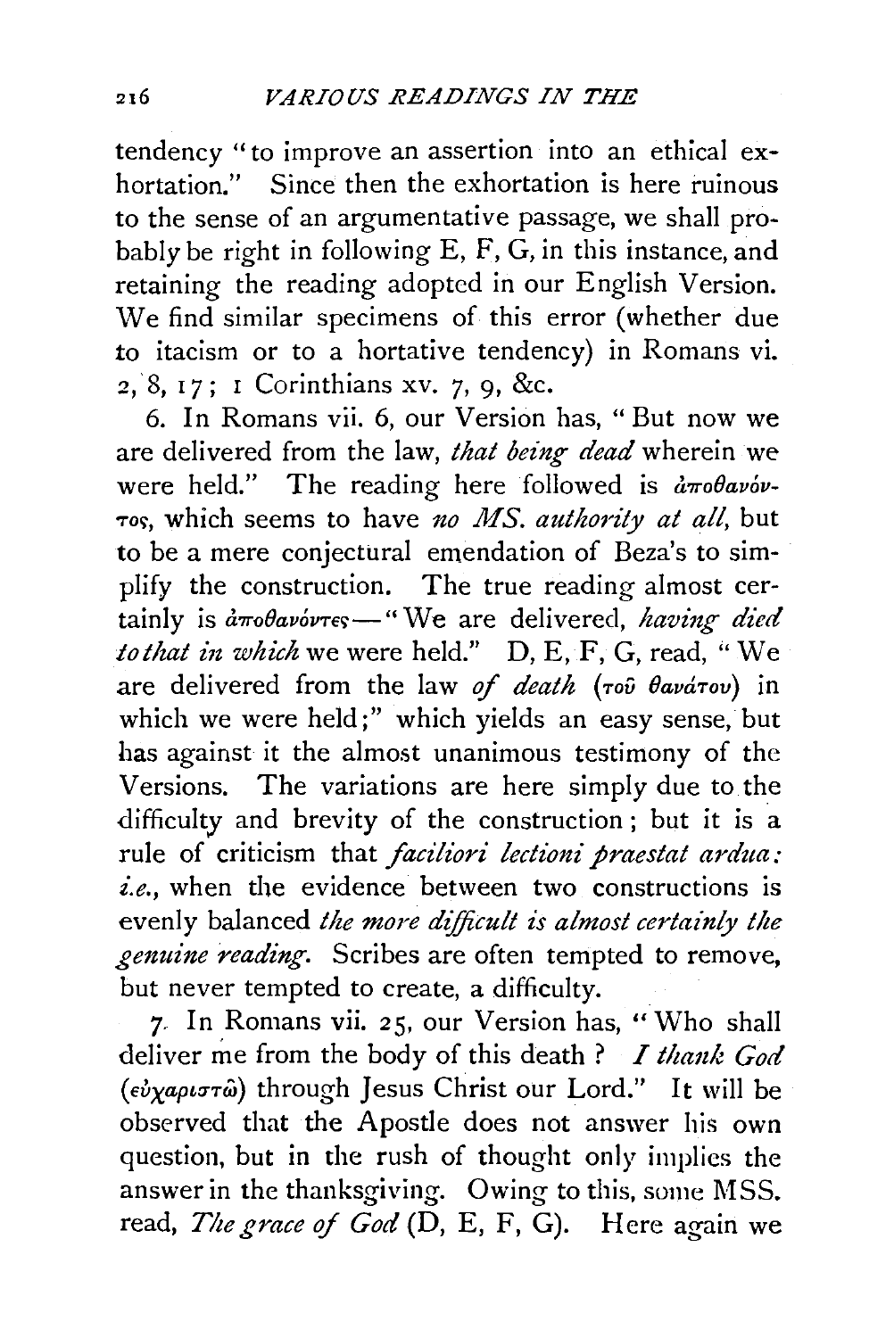tendency "to improve an assertion into an ethical exhortation." Since then the exhortation is here ruinous to the sense of an argumentative passage, we shall probably be right in following E, F, G, in this instance, and retaining the reading adopted in our English Version. We find similar specimens of this error (whether due to itacism or to a hortative tendency) in Romans vi. 2, 8, 17; 1 Corinthians xv. 7, 9, &c.

6. In Romans vii. 6, our Version has, "But now we are delivered from the law, *that being dead* wherein we were held." The reading here followed is ἀποθανόντος, which seems to have *no MS. authority at all*, but to be a mere conjectural emendation of Beza's to simplify the construction. The true reading almost certainly is ἀποθανόντες—"We are delivered, *having died to that in which* we were held." D, E, F, G, read, "We are delivered from the law *of death* (τοῦ θανάτου) in which we were held;" which yields an easy sense, but has against it the almost unanimous testimony of the Versions. The variations are here simply due to the difficulty and brevity of the construction; but it is a rule of criticism that *faciliori lectioni praestat ardua: i.e.*, when the evidence between two constructions is evenly balanced *the more difficult is almost certainly the genuine reading*. Scribes are often tempted to remove, but never tempted to create, a difficulty.

7. In Romans vii. 25, our Version has, "Who shall deliver me from the body of this death? *I thank God* (εὐχαριστῶ) through Jesus Christ our Lord." It will be observed that the Apostle does not answer his own question, but in the rush of thought only implies the answer in the thanksgiving. Owing to this, some MSS. read, *The grace of God* (D, E, F, G). Here again we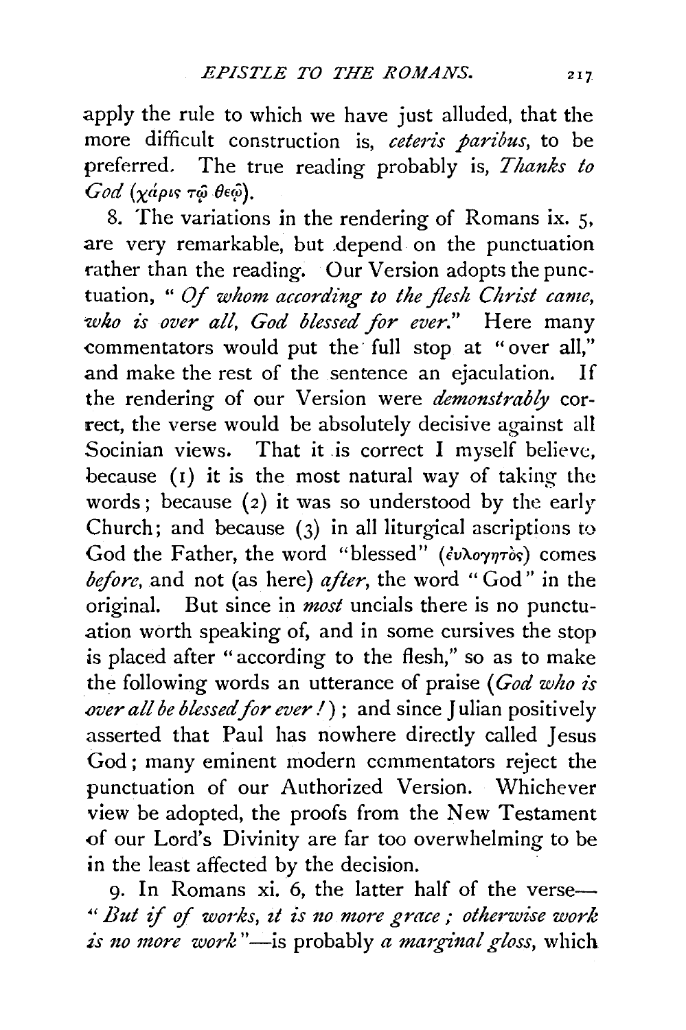apply the rule to which we have just alluded, that the more difficult construction is, *ceteris paribus*, to be preferred. The true reading probably is, *Thanks to God* (χάρις τῷ θεῷ).

8. The variations in the rendering of Romans ix. 5, are very remarkable, but depend on the punctuation rather than the reading. Our Version adopts the punctuation, "*Of whom according to the flesh Christ came, who is over all, God blessed for ever.*" Here many commentators would put the full stop at "over all," and make the rest of the sentence an ejaculation. If the rendering of our Version were *demonstrably* correct, the verse would be absolutely decisive against all Socinian views. That it is correct I myself believe, because (1) it is the most natural way of taking the words; because (2) it was so understood by the early Church; and because (3) in all liturgical ascriptions to God the Father, the word "blessed" (εὐλογητὸς) comes *before*, and not (as here) *after*, the word "God" in the original. But since in *most* uncials there is no punctuation worth speaking of, and in some cursives the stop is placed after "according to the flesh," so as to make the following words an utterance of praise (*God who is over all be blessed for ever!*); and since Julian positively asserted that Paul has nowhere directly called Jesus God; many eminent modern commentators reject the punctuation of our Authorized Version. Whichever view be adopted, the proofs from the New Testament of our Lord's Divinity are far too overwhelming to be in the least affected by the decision.

9. In Romans xi. 6, the latter half of the verse—"*But if of works, it is no more grace; otherwise work is no more work*"—is probably *a marginal gloss*, which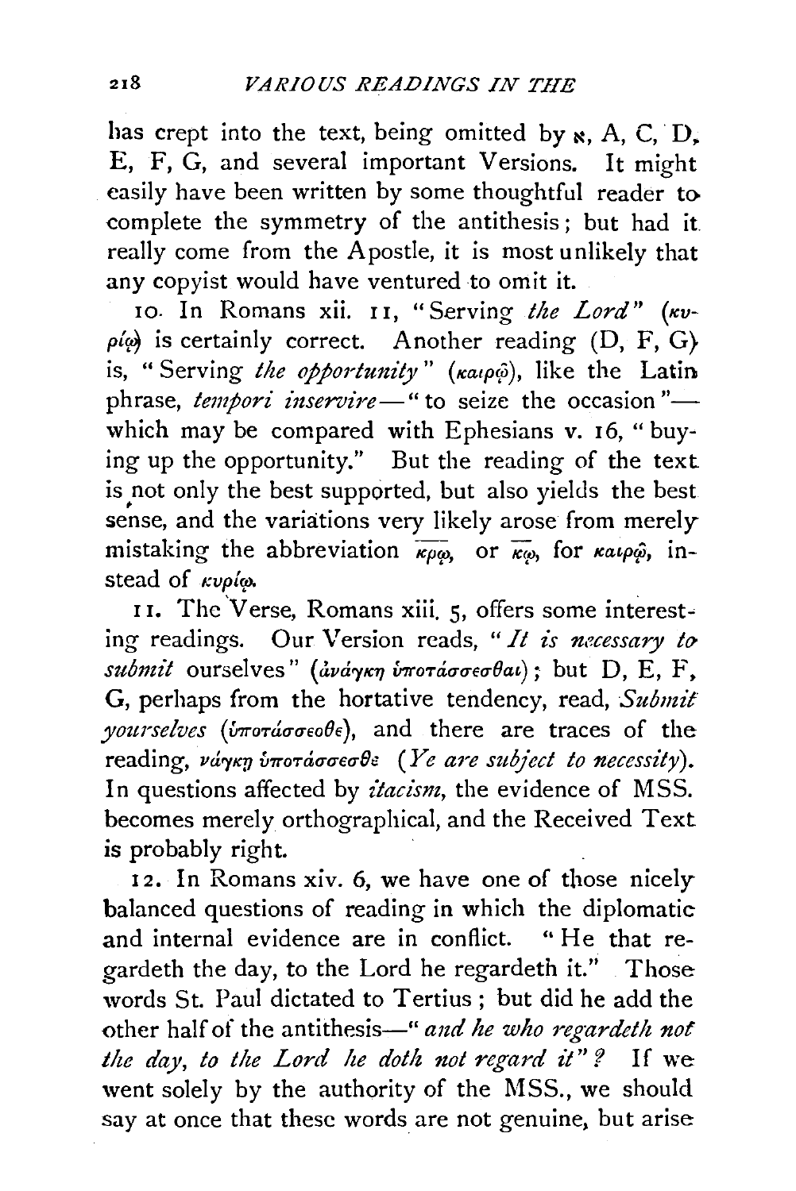has crept into the text, being omitted by ℵ, A, C, D, E, F, G, and several important Versions. It might easily have been written by some thoughtful reader to complete the symmetry of the antithesis; but had it really come from the Apostle, it is most unlikely that any copyist would have ventured to omit it.

10. In Romans xii. 11, "Serving *the Lord*" (κυρίῳ) is certainly correct. Another reading (D, F, G) is, "Serving *the opportunity*" (καιρῷ), like the Latin phrase, *tempori inservire*—"to seize the occasion"—which may be compared with Ephesians v. 16, "buying up the opportunity." But the reading of the text is not only the best supported, but also yields the best sense, and the variations very likely arose from merely mistaking the abbreviation κρῳ, or κῳ, for καιρῷ, instead of κυρίῳ.

11. The Verse, Romans xiii. 5, offers some interesting readings. Our Version reads, "*It is necessary to submit* ourselves" (ἀνάγκη ὑποτάσσεσθαι); but D, E, F, G, perhaps from the hortative tendency, read, *Submit yourselves* (ὑποτάσσεσθε), and there are traces of the reading, νάγκῃ ὑποτάσσεσθε (*Ye are subject to necessity*). In questions affected by *itacism*, the evidence of MSS. becomes merely orthographical, and the Received Text is probably right.

12. In Romans xiv. 6, we have one of those nicely balanced questions of reading in which the diplomatic and internal evidence are in conflict. "He that regardeth the day, to the Lord he regardeth it." Those words St. Paul dictated to Tertius; but did he add the other half of the antithesis—"*and he who regardeth not the day, to the Lord he doth not regard it*"? If we went solely by the authority of the MSS., we should say at once that these words are not genuine, but arise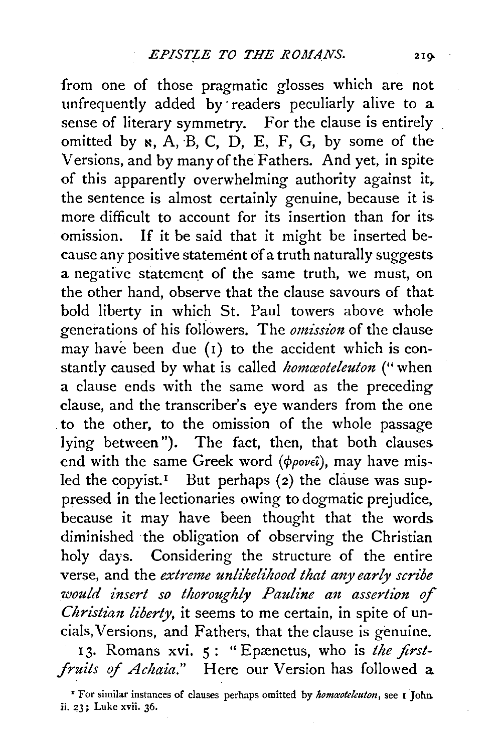from one of those pragmatic glosses which are not unfrequently added by readers peculiarly alive to a sense of literary symmetry. For the clause is entirely omitted by ℵ, A, B, C, D, E, F, G, by some of the Versions, and by many of the Fathers. And yet, in spite of this apparently overwhelming authority against it, the sentence is almost certainly genuine, because it is more difficult to account for its insertion than for its omission. If it be said that it might be inserted because any positive statement of a truth naturally suggests a negative statement of the same truth, we must, on the other hand, observe that the clause savours of that bold liberty in which St. Paul towers above whole generations of his followers. The *omission* of the clause may have been due (1) to the accident which is constantly caused by what is called *homœoteleuton* ("when a clause ends with the same word as the preceding clause, and the transcriber's eye wanders from the one to the other, to the omission of the whole passage lying between"). The fact, then, that both clauses end with the same Greek word (φρονεῖ), may have misled the copyist.[1] But perhaps (2) the clause was suppressed in the lectionaries owing to dogmatic prejudice, because it may have been thought that the words diminished the obligation of observing the Christian holy days. Considering the structure of the entire verse, and the *extreme unlikelihood that any early scribe would insert so thoroughly Pauline an assertion of Christian liberty*, it seems to me certain, in spite of uncials, Versions, and Fathers, that the clause is genuine.

13. Romans xvi. 5: "Epænetus, who is *the first-fruits of Achaia*." Here our Version has followed a

[1] For similar instances of clauses perhaps omitted by *homœoteleuton*, see 1 John ii. 23; Luke xvii. 36.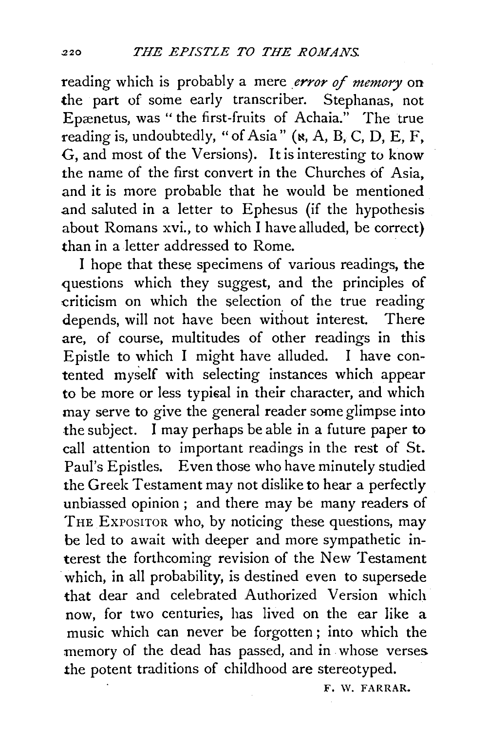reading which is probably a mere *error of memory* on the part of some early transcriber. Stephanas, not Epænetus, was "the first-fruits of Achaia." The true reading is, undoubtedly, "of Asia" (א, A, B, C, D, E, F, G, and most of the Versions). It is interesting to know the name of the first convert in the Churches of Asia, and it is more probable that he would be mentioned and saluted in a letter to Ephesus (if the hypothesis about Romans xvi., to which I have alluded, be correct) than in a letter addressed to Rome.

I hope that these specimens of various readings, the questions which they suggest, and the principles of criticism on which the selection of the true reading depends, will not have been without interest. There are, of course, multitudes of other readings in this Epistle to which I might have alluded. I have contented myself with selecting instances which appear to be more or less typical in their character, and which may serve to give the general reader some glimpse into the subject. I may perhaps be able in a future paper to call attention to important readings in the rest of St. Paul's Epistles. Even those who have minutely studied the Greek Testament may not dislike to hear a perfectly unbiassed opinion; and there may be many readers of THE EXPOSITOR who, by noticing these questions, may be led to await with deeper and more sympathetic interest the forthcoming revision of the New Testament which, in all probability, is destined even to supersede that dear and celebrated Authorized Version which now, for two centuries, has lived on the ear like a music which can never be forgotten; into which the memory of the dead has passed, and in whose verses the potent traditions of childhood are stereotyped.

F. W. FARRAR.